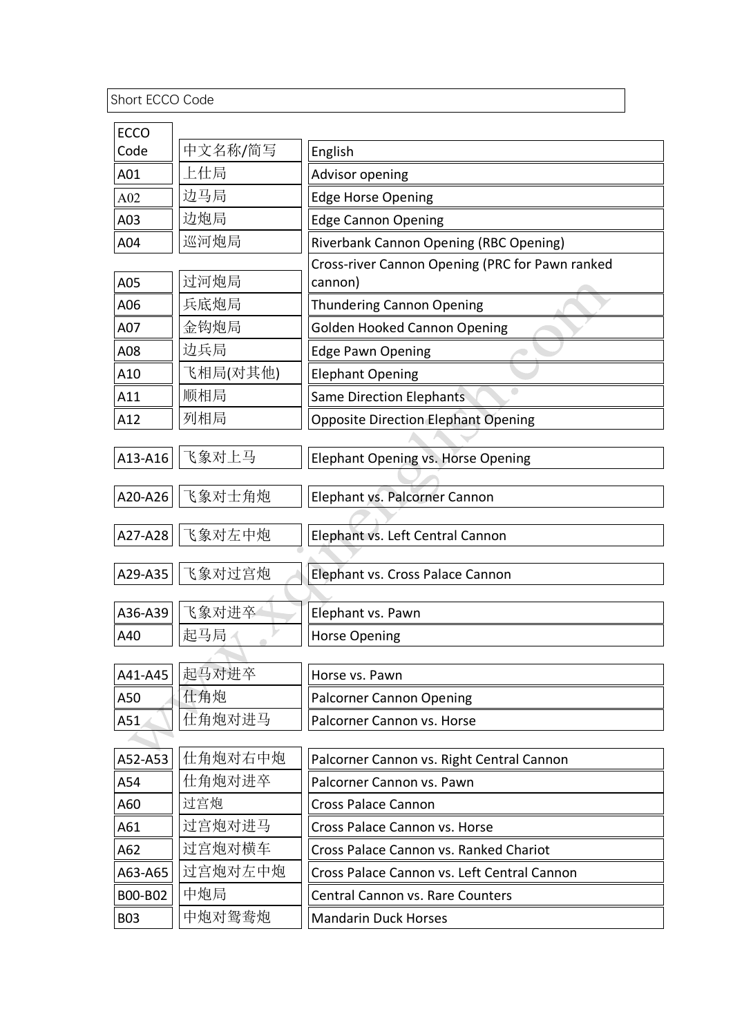Short ECCO Code

| ECCO Code | 中文名称/简写 | English |
|---|---|---|
| A01 | 上仕局 | Advisor opening |
| A02 | 边马局 | Edge Horse Opening |
| A03 | 边炮局 | Edge Cannon Opening |
| A04 | 巡河炮局 | Riverbank Cannon Opening (RBC Opening) |
| A05 | 过河炮局 | Cross-river Cannon Opening (PRC for Pawn ranked cannon) |
| A06 | 兵底炮局 | Thundering Cannon Opening |
| A07 | 金钩炮局 | Golden Hooked Cannon Opening |
| A08 | 边兵局 | Edge Pawn Opening |
| A10 | 飞相局(对其他) | Elephant Opening |
| A11 | 顺相局 | Same Direction Elephants |
| A12 | 列相局 | Opposite Direction Elephant Opening |
| A13-A16 | 飞象对上马 | Elephant Opening vs. Horse Opening |
| A20-A26 | 飞象对士角炮 | Elephant vs. Palcorner Cannon |
| A27-A28 | 飞象对左中炮 | Elephant vs. Left Central Cannon |
| A29-A35 | 飞象对过宫炮 | Elephant vs. Cross Palace Cannon |
| A36-A39 | 飞象对进卒 | Elephant vs. Pawn |
| A40 | 起马局 | Horse Opening |
| A41-A45 | 起马对进卒 | Horse vs. Pawn |
| A50 | 仕角炮 | Palcorner Cannon Opening |
| A51 | 仕角炮对进马 | Palcorner Cannon vs. Horse |
| A52-A53 | 仕角炮对右中炮 | Palcorner Cannon vs. Right Central Cannon |
| A54 | 仕角炮对进卒 | Palcorner Cannon vs. Pawn |
| A60 | 过宫炮 | Cross Palace Cannon |
| A61 | 过宫炮对进马 | Cross Palace Cannon vs. Horse |
| A62 | 过宫炮对横车 | Cross Palace Cannon vs. Ranked Chariot |
| A63-A65 | 过宫炮对左中炮 | Cross Palace Cannon vs. Left Central Cannon |
| B00-B02 | 中炮局 | Central Cannon vs. Rare Counters |
| B03 | 中炮对鸳鸯炮 | Mandarin Duck Horses |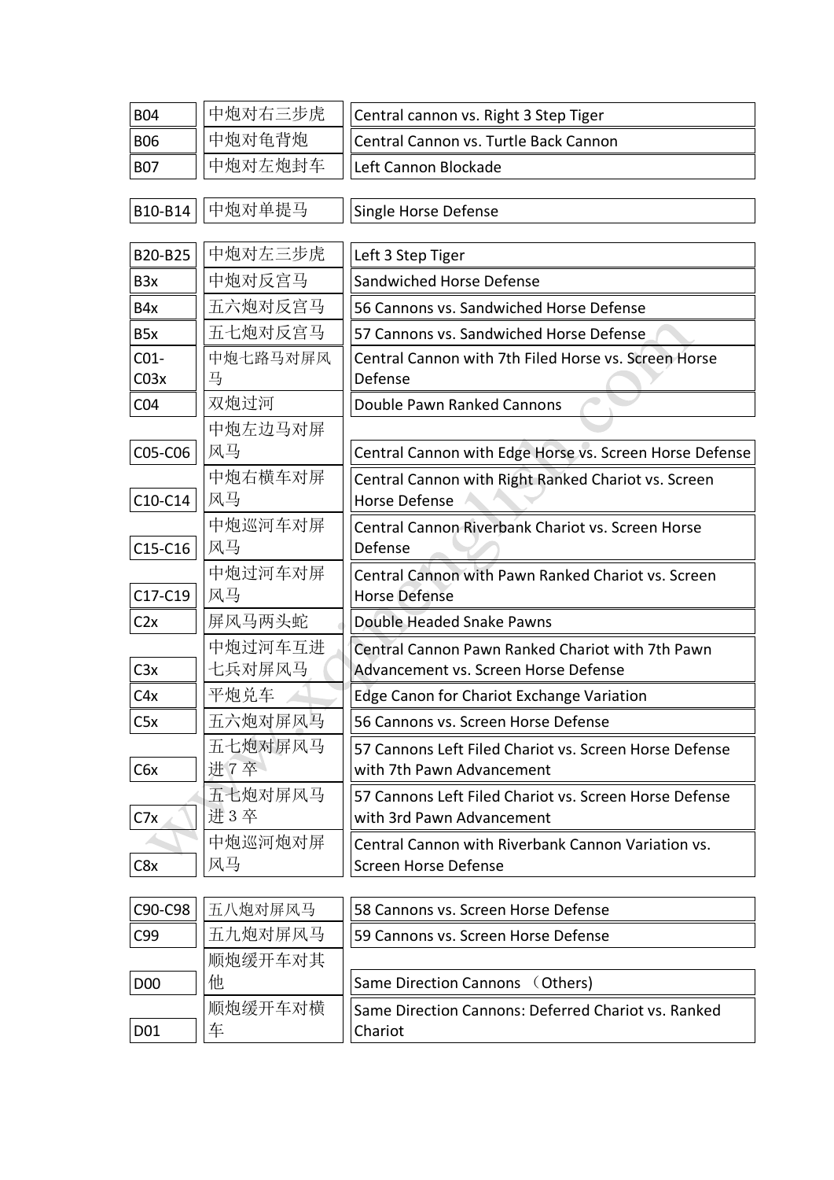| | | |
|---|---|---|
| B04 | 中炮对右三步虎 | Central cannon vs. Right 3 Step Tiger |
| B06 | 中炮对龟背炮 | Central Cannon vs. Turtle Back Cannon |
| B07 | 中炮对左炮封车 | Left Cannon Blockade |
| B10-B14 | 中炮对单提马 | Single Horse Defense |
| B20-B25 | 中炮对左三步虎 | Left 3 Step Tiger |
| B3x | 中炮对反宫马 | Sandwiched Horse Defense |
| B4x | 五六炮对反宫马 | 56 Cannons vs. Sandwiched Horse Defense |
| B5x | 五七炮对反宫马 | 57 Cannons vs. Sandwiched Horse Defense |
| C01-C03x | 中炮七路马对屏风马 | Central Cannon with 7th Filed Horse vs. Screen Horse Defense |
| C04 | 双炮过河 | Double Pawn Ranked Cannons |
| C05-C06 | 中炮左边马对屏风马 | Central Cannon with Edge Horse vs. Screen Horse Defense |
| C10-C14 | 中炮右横车对屏风马 | Central Cannon with Right Ranked Chariot vs. Screen Horse Defense |
| C15-C16 | 中炮巡河车对屏风马 | Central Cannon Riverbank Chariot vs. Screen Horse Defense |
| C17-C19 | 中炮过河车对屏风马 | Central Cannon with Pawn Ranked Chariot vs. Screen Horse Defense |
| C2x | 屏风马两头蛇 | Double Headed Snake Pawns |
| C3x | 中炮过河车互进七兵对屏风马 | Central Cannon Pawn Ranked Chariot with 7th Pawn Advancement vs. Screen Horse Defense |
| C4x | 平炮兑车 | Edge Canon for Chariot Exchange Variation |
| C5x | 五六炮对屏风马 | 56 Cannons vs. Screen Horse Defense |
| C6x | 五七炮对屏风马进 7 卒 | 57 Cannons Left Filed Chariot vs. Screen Horse Defense with 7th Pawn Advancement |
| C7x | 五七炮对屏风马进 3 卒 | 57 Cannons Left Filed Chariot vs. Screen Horse Defense with 3rd Pawn Advancement |
| C8x | 中炮巡河炮对屏风马 | Central Cannon with Riverbank Cannon Variation vs. Screen Horse Defense |
| C90-C98 | 五八炮对屏风马 | 58 Cannons vs. Screen Horse Defense |
| C99 | 五九炮对屏风马 | 59 Cannons vs. Screen Horse Defense |
| D00 | 顺炮缓开车对其他 | Same Direction Cannons （Others) |
| D01 | 顺炮缓开车对横车 | Same Direction Cannons: Deferred Chariot vs. Ranked Chariot |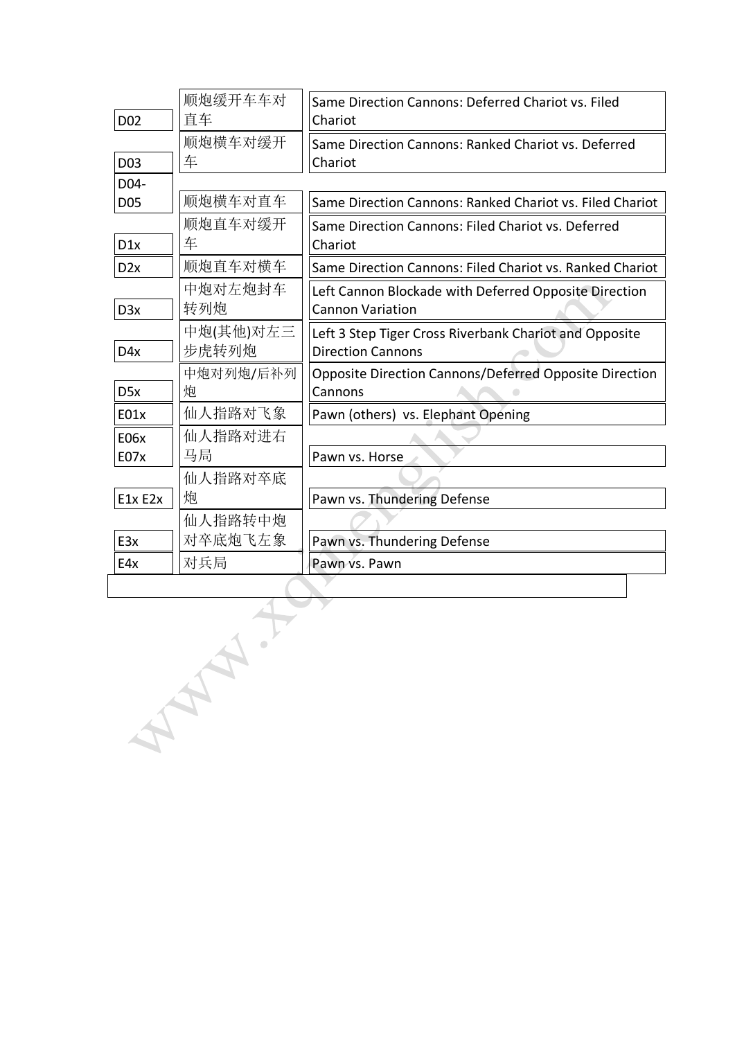| | | |
|---|---|---|
| D02 | 顺炮缓开车车对直车 | Same Direction Cannons: Deferred Chariot vs. Filed Chariot |
| D03 | 顺炮横车对缓开车 | Same Direction Cannons: Ranked Chariot vs. Deferred Chariot |
| D04-D05 | 顺炮横车对直车 | Same Direction Cannons: Ranked Chariot vs. Filed Chariot |
| D1x | 顺炮直车对缓开车 | Same Direction Cannons: Filed Chariot vs. Deferred Chariot |
| D2x | 顺炮直车对横车 | Same Direction Cannons: Filed Chariot vs. Ranked Chariot |
| D3x | 中炮对左炮封车转列炮 | Left Cannon Blockade with Deferred Opposite Direction Cannon Variation |
| D4x | 中炮(其他)对左三步虎转列炮 | Left 3 Step Tiger Cross Riverbank Chariot and Opposite Direction Cannons |
| D5x | 中炮对列炮/后补列炮 | Opposite Direction Cannons/Deferred Opposite Direction Cannons |
| E01x | 仙人指路对飞象 | Pawn (others) vs. Elephant Opening |
| E06x E07x | 仙人指路对进右马局 | Pawn vs. Horse |
| E1x E2x | 仙人指路对卒底炮 | Pawn vs. Thundering Defense |
| E3x | 仙人指路转中炮对卒底炮飞左象 | Pawn vs. Thundering Defense |
| E4x | 对兵局 | Pawn vs. Pawn |